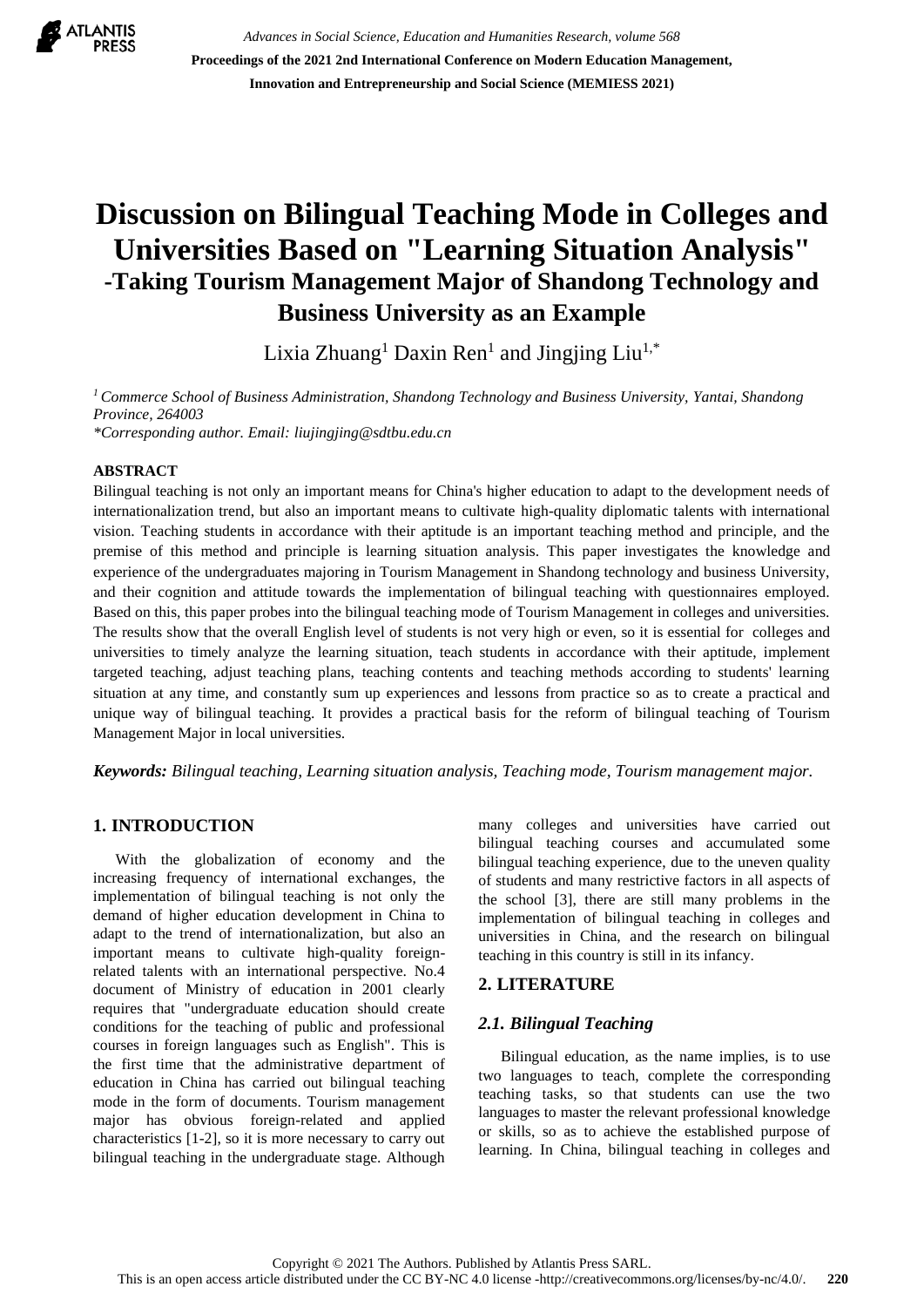# Discussion on Bilingual Teaching Mode in Colleges and Universities Based on "Learning Situation Analysis"

## -Taking Tourism Management Major of Shandong Technology and Business University as an Example

Lixia Zhuang[1] Daxin Ren[1] and Jingjing Liu[1,*]

*[1] Commerce School of Business Administration, Shandong Technology and Business University, Yantai, Shandong Province, 264003*
*\*Corresponding author. Email: liujingjing@sdtbu.edu.cn*

**ABSTRACT**

Bilingual teaching is not only an important means for China's higher education to adapt to the development needs of internationalization trend, but also an important means to cultivate high-quality diplomatic talents with international vision. Teaching students in accordance with their aptitude is an important teaching method and principle, and the premise of this method and principle is learning situation analysis. This paper investigates the knowledge and experience of the undergraduates majoring in Tourism Management in Shandong technology and business University, and their cognition and attitude towards the implementation of bilingual teaching with questionnaires employed. Based on this, this paper probes into the bilingual teaching mode of Tourism Management in colleges and universities. The results show that the overall English level of students is not very high or even, so it is essential for colleges and universities to timely analyze the learning situation, teach students in accordance with their aptitude, implement targeted teaching, adjust teaching plans, teaching contents and teaching methods according to students' learning situation at any time, and constantly sum up experiences and lessons from practice so as to create a practical and unique way of bilingual teaching. It provides a practical basis for the reform of bilingual teaching of Tourism Management Major in local universities.

***Keywords:*** *Bilingual teaching, Learning situation analysis, Teaching mode, Tourism management major.*

## 1. INTRODUCTION

With the globalization of economy and the increasing frequency of international exchanges, the implementation of bilingual teaching is not only the demand of higher education development in China to adapt to the trend of internationalization, but also an important means to cultivate high-quality foreign-related talents with an international perspective. No.4 document of Ministry of education in 2001 clearly requires that "undergraduate education should create conditions for the teaching of public and professional courses in foreign languages such as English". This is the first time that the administrative department of education in China has carried out bilingual teaching mode in the form of documents. Tourism management major has obvious foreign-related and applied characteristics [1-2], so it is more necessary to carry out bilingual teaching in the undergraduate stage. Although many colleges and universities have carried out bilingual teaching courses and accumulated some bilingual teaching experience, due to the uneven quality of students and many restrictive factors in all aspects of the school [3], there are still many problems in the implementation of bilingual teaching in colleges and universities in China, and the research on bilingual teaching in this country is still in its infancy.

## 2. LITERATURE

### *2.1. Bilingual Teaching*

Bilingual education, as the name implies, is to use two languages to teach, complete the corresponding teaching tasks, so that students can use the two languages to master the relevant professional knowledge or skills, so as to achieve the established purpose of learning. In China, bilingual teaching in colleges and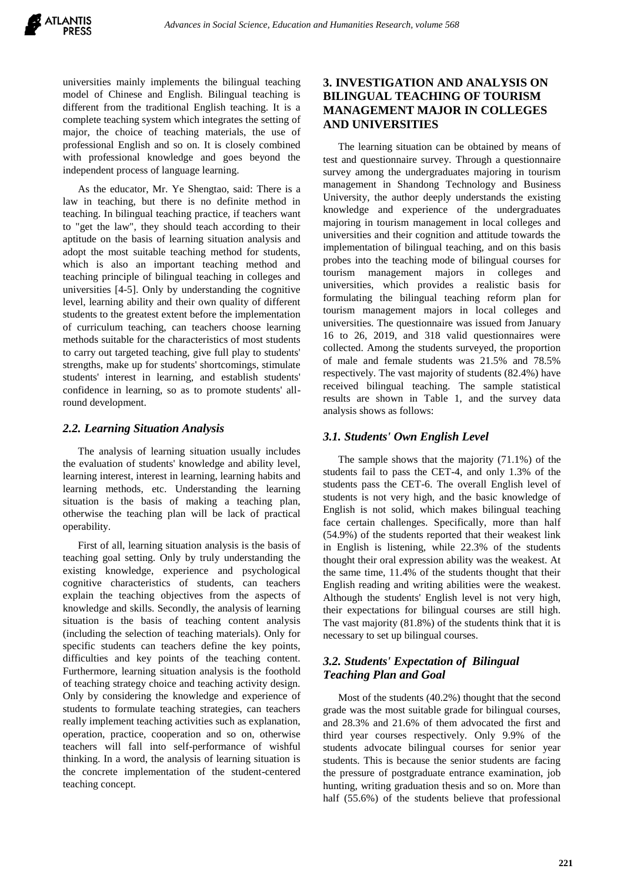universities mainly implements the bilingual teaching model of Chinese and English. Bilingual teaching is different from the traditional English teaching. It is a complete teaching system which integrates the setting of major, the choice of teaching materials, the use of professional English and so on. It is closely combined with professional knowledge and goes beyond the independent process of language learning.

As the educator, Mr. Ye Shengtao, said: There is a law in teaching, but there is no definite method in teaching. In bilingual teaching practice, if teachers want to "get the law", they should teach according to their aptitude on the basis of learning situation analysis and adopt the most suitable teaching method for students, which is also an important teaching method and teaching principle of bilingual teaching in colleges and universities [4-5]. Only by understanding the cognitive level, learning ability and their own quality of different students to the greatest extent before the implementation of curriculum teaching, can teachers choose learning methods suitable for the characteristics of most students to carry out targeted teaching, give full play to students' strengths, make up for students' shortcomings, stimulate students' interest in learning, and establish students' confidence in learning, so as to promote students' all-round development.

### *2.2. Learning Situation Analysis*

The analysis of learning situation usually includes the evaluation of students' knowledge and ability level, learning interest, interest in learning, learning habits and learning methods, etc. Understanding the learning situation is the basis of making a teaching plan, otherwise the teaching plan will be lack of practical operability.

First of all, learning situation analysis is the basis of teaching goal setting. Only by truly understanding the existing knowledge, experience and psychological cognitive characteristics of students, can teachers explain the teaching objectives from the aspects of knowledge and skills. Secondly, the analysis of learning situation is the basis of teaching content analysis (including the selection of teaching materials). Only for specific students can teachers define the key points, difficulties and key points of the teaching content. Furthermore, learning situation analysis is the foothold of teaching strategy choice and teaching activity design. Only by considering the knowledge and experience of students to formulate teaching strategies, can teachers really implement teaching activities such as explanation, operation, practice, cooperation and so on, otherwise teachers will fall into self-performance of wishful thinking. In a word, the analysis of learning situation is the concrete implementation of the student-centered teaching concept.

## 3. INVESTIGATION AND ANALYSIS ON BILINGUAL TEACHING OF TOURISM MANAGEMENT MAJOR IN COLLEGES AND UNIVERSITIES

The learning situation can be obtained by means of test and questionnaire survey. Through a questionnaire survey among the undergraduates majoring in tourism management in Shandong Technology and Business University, the author deeply understands the existing knowledge and experience of the undergraduates majoring in tourism management in local colleges and universities and their cognition and attitude towards the implementation of bilingual teaching, and on this basis probes into the teaching mode of bilingual courses for tourism management majors in colleges and universities, which provides a realistic basis for formulating the bilingual teaching reform plan for tourism management majors in local colleges and universities. The questionnaire was issued from January 16 to 26, 2019, and 318 valid questionnaires were collected. Among the students surveyed, the proportion of male and female students was 21.5% and 78.5% respectively. The vast majority of students (82.4%) have received bilingual teaching. The sample statistical results are shown in Table 1, and the survey data analysis shows as follows:

### *3.1. Students' Own English Level*

The sample shows that the majority (71.1%) of the students fail to pass the CET-4, and only 1.3% of the students pass the CET-6. The overall English level of students is not very high, and the basic knowledge of English is not solid, which makes bilingual teaching face certain challenges. Specifically, more than half (54.9%) of the students reported that their weakest link in English is listening, while 22.3% of the students thought their oral expression ability was the weakest. At the same time, 11.4% of the students thought that their English reading and writing abilities were the weakest. Although the students' English level is not very high, their expectations for bilingual courses are still high. The vast majority (81.8%) of the students think that it is necessary to set up bilingual courses.

### *3.2. Students' Expectation of Bilingual Teaching Plan and Goal*

Most of the students (40.2%) thought that the second grade was the most suitable grade for bilingual courses, and 28.3% and 21.6% of them advocated the first and third year courses respectively. Only 9.9% of the students advocate bilingual courses for senior year students. This is because the senior students are facing the pressure of postgraduate entrance examination, job hunting, writing graduation thesis and so on. More than half (55.6%) of the students believe that professional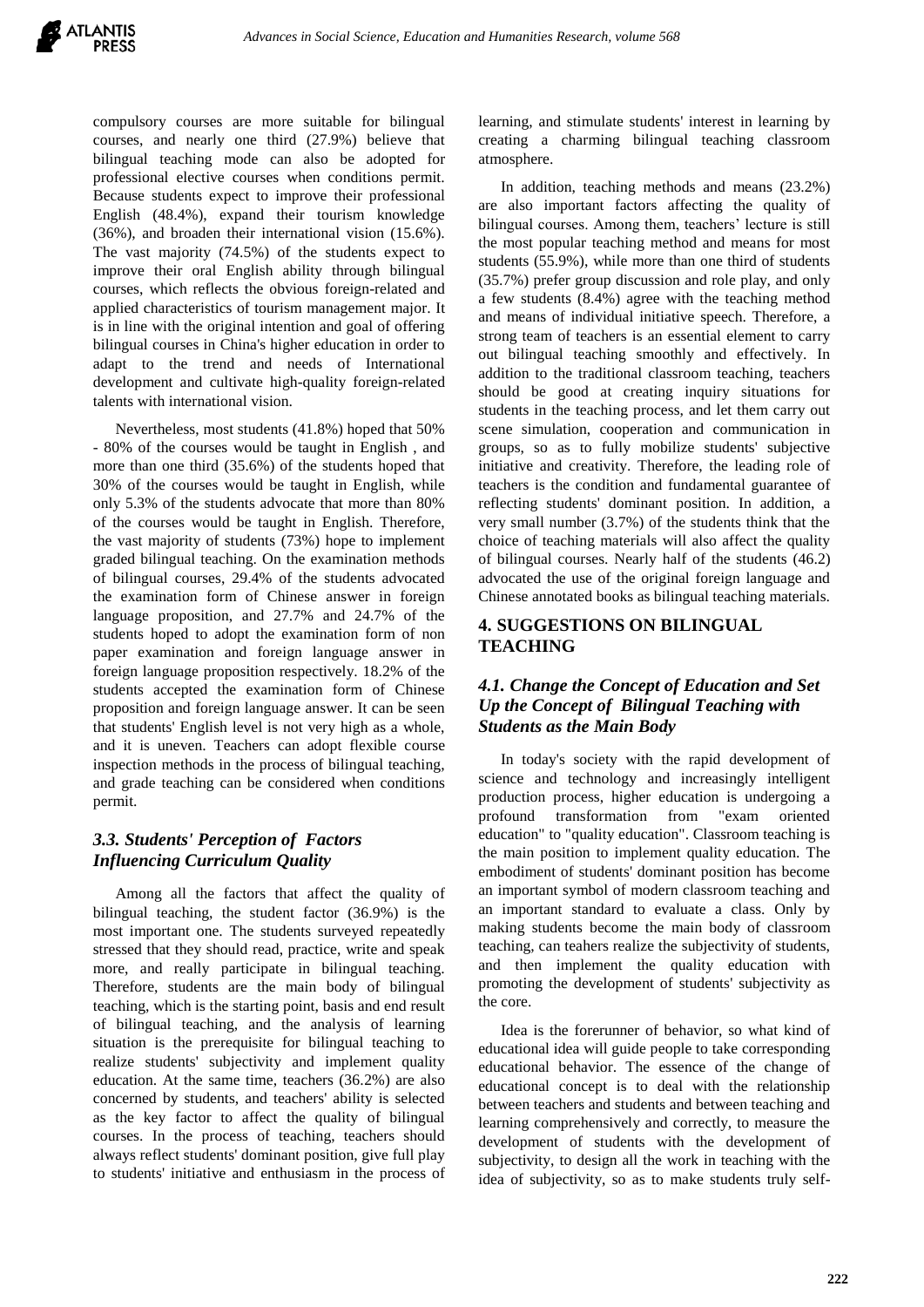compulsory courses are more suitable for bilingual courses, and nearly one third (27.9%) believe that bilingual teaching mode can also be adopted for professional elective courses when conditions permit. Because students expect to improve their professional English (48.4%), expand their tourism knowledge (36%), and broaden their international vision (15.6%). The vast majority (74.5%) of the students expect to improve their oral English ability through bilingual courses, which reflects the obvious foreign-related and applied characteristics of tourism management major. It is in line with the original intention and goal of offering bilingual courses in China's higher education in order to adapt to the trend and needs of International development and cultivate high-quality foreign-related talents with international vision.

Nevertheless, most students (41.8%) hoped that 50% - 80% of the courses would be taught in English , and more than one third (35.6%) of the students hoped that 30% of the courses would be taught in English, while only 5.3% of the students advocate that more than 80% of the courses would be taught in English. Therefore, the vast majority of students (73%) hope to implement graded bilingual teaching. On the examination methods of bilingual courses, 29.4% of the students advocated the examination form of Chinese answer in foreign language proposition, and 27.7% and 24.7% of the students hoped to adopt the examination form of non paper examination and foreign language answer in foreign language proposition respectively. 18.2% of the students accepted the examination form of Chinese proposition and foreign language answer. It can be seen that students' English level is not very high as a whole, and it is uneven. Teachers can adopt flexible course inspection methods in the process of bilingual teaching, and grade teaching can be considered when conditions permit.

### *3.3. Students' Perception of Factors Influencing Curriculum Quality*

Among all the factors that affect the quality of bilingual teaching, the student factor (36.9%) is the most important one. The students surveyed repeatedly stressed that they should read, practice, write and speak more, and really participate in bilingual teaching. Therefore, students are the main body of bilingual teaching, which is the starting point, basis and end result of bilingual teaching, and the analysis of learning situation is the prerequisite for bilingual teaching to realize students' subjectivity and implement quality education. At the same time, teachers (36.2%) are also concerned by students, and teachers' ability is selected as the key factor to affect the quality of bilingual courses. In the process of teaching, teachers should always reflect students' dominant position, give full play to students' initiative and enthusiasm in the process of learning, and stimulate students' interest in learning by creating a charming bilingual teaching classroom atmosphere.

In addition, teaching methods and means (23.2%) are also important factors affecting the quality of bilingual teaching. Among them, teachers' lecture is still the most popular teaching method and means for most students (55.9%), while more than one third of students (35.7%) prefer group discussion and role play, and only a few students (8.4%) agree with the teaching method and means of individual initiative speech. Therefore, a strong team of teachers is an essential element to carry out bilingual teaching smoothly and effectively. In addition to the traditional classroom teaching, teachers should be good at creating inquiry situations for students in the teaching process, and let them carry out scene simulation, cooperation and communication in groups, so as to fully mobilize students' subjective initiative and creativity. Therefore, the leading role of teachers is the condition and fundamental guarantee of reflecting students' dominant position. In addition, a very small number (3.7%) of the students think that the choice of teaching materials will also affect the quality of bilingual courses. Nearly half of the students (46.2) advocated the use of the original foreign language and Chinese annotated books as bilingual teaching materials.

## 4. SUGGESTIONS ON BILINGUAL TEACHING

### *4.1. Change the Concept of Education and Set Up the Concept of Bilingual Teaching with Students as the Main Body*

In today's society with the rapid development of science and technology and increasingly intelligent production process, higher education is undergoing a profound transformation from "exam oriented education" to "quality education". Classroom teaching is the main position to implement quality education. The embodiment of students' dominant position has become an important symbol of modern classroom teaching and an important standard to evaluate a class. Only by making students become the main body of classroom teaching, can teahers realize the subjectivity of students, and then implement the quality education with promoting the development of students' subjectivity as the core.

Idea is the forerunner of behavior, so what kind of educational idea will guide people to take corresponding educational behavior. The essence of the change of educational concept is to deal with the relationship between teachers and students and between teaching and learning comprehensively and correctly, to measure the development of students with the development of subjectivity, to design all the work in teaching with the idea of subjectivity, so as to make students truly self-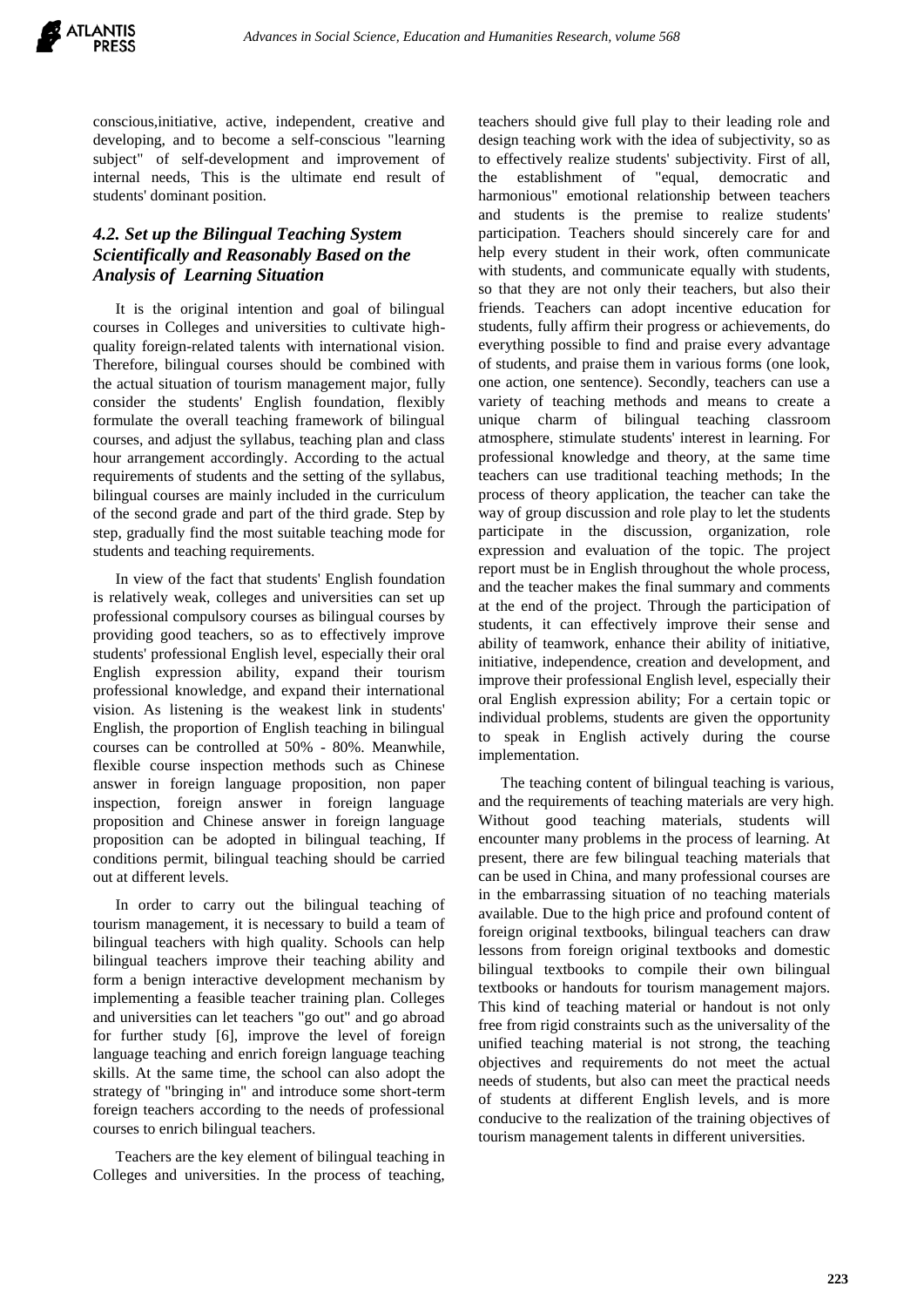conscious,initiative, active, independent, creative and developing, and to become a self-conscious "learning subject" of self-development and improvement of internal needs, This is the ultimate end result of students' dominant position.

### *4.2. Set up the Bilingual Teaching System Scientifically and Reasonably Based on the Analysis of Learning Situation*

It is the original intention and goal of bilingual courses in Colleges and universities to cultivate high-quality foreign-related talents with international vision. Therefore, bilingual courses should be combined with the actual situation of tourism management major, fully consider the students' English foundation, flexibly formulate the overall teaching framework of bilingual courses, and adjust the syllabus, teaching plan and class hour arrangement accordingly. According to the actual requirements of students and the setting of the syllabus, bilingual courses are mainly included in the curriculum of the second grade and part of the third grade. Step by step, gradually find the most suitable teaching mode for students and teaching requirements.

In view of the fact that students' English foundation is relatively weak, colleges and universities can set up professional compulsory courses as bilingual courses by providing good teachers, so as to effectively improve students' professional English level, especially their oral English expression ability, expand their tourism professional knowledge, and expand their international vision. As listening is the weakest link in students' English, the proportion of English teaching in bilingual courses can be controlled at 50% - 80%. Meanwhile, flexible course inspection methods such as Chinese answer in foreign language proposition, non paper inspection, foreign answer in foreign language proposition and Chinese answer in foreign language proposition can be adopted in bilingual teaching, If conditions permit, bilingual teaching should be carried out at different levels.

In order to carry out the bilingual teaching of tourism management, it is necessary to build a team of bilingual teachers with high quality. Schools can help bilingual teachers improve their teaching ability and form a benign interactive development mechanism by implementing a feasible teacher training plan. Colleges and universities can let teachers "go out" and go abroad for further study [6], improve the level of foreign language teaching and enrich foreign language teaching skills. At the same time, the school can also adopt the strategy of "bringing in" and introduce some short-term foreign teachers according to the needs of professional courses to enrich bilingual teachers.

Teachers are the key element of bilingual teaching in Colleges and universities. In the process of teaching, teachers should give full play to their leading role and design teaching work with the idea of subjectivity, so as to effectively realize students' subjectivity. First of all, the establishment of "equal, democratic and harmonious" emotional relationship between teachers and students is the premise to realize students' participation. Teachers should sincerely care for and help every student in their work, often communicate with students, and communicate equally with students, so that they are not only their teachers, but also their friends. Teachers can adopt incentive education for students, fully affirm their progress or achievements, do everything possible to find and praise every advantage of students, and praise them in various forms (one look, one action, one sentence). Secondly, teachers can use a variety of teaching methods and means to create a unique charm of bilingual teaching classroom atmosphere, stimulate students' interest in learning. For professional knowledge and theory, at the same time teachers can use traditional teaching methods; In the process of theory application, the teacher can take the way of group discussion and role play to let the students participate in the discussion, organization, role expression and evaluation of the topic. The project report must be in English throughout the whole process, and the teacher makes the final summary and comments at the end of the project. Through the participation of students, it can effectively improve their sense and ability of teamwork, enhance their ability of initiative, initiative, independence, creation and development, and improve their professional English level, especially their oral English expression ability; For a certain topic or individual problems, students are given the opportunity to speak in English actively during the course implementation.

The teaching content of bilingual teaching is various, and the requirements of teaching materials are very high. Without good teaching materials, students will encounter many problems in the process of learning. At present, there are few bilingual teaching materials that can be used in China, and many professional courses are in the embarrassing situation of no teaching materials available. Due to the high price and profound content of foreign original textbooks, bilingual teachers can draw lessons from foreign original textbooks and domestic bilingual textbooks to compile their own bilingual textbooks or handouts for tourism management majors. This kind of teaching material or handout is not only free from rigid constraints such as the universality of the unified teaching material is not strong, the teaching objectives and requirements do not meet the actual needs of students, but also can meet the practical needs of students at different English levels, and is more conducive to the realization of the training objectives of tourism management talents in different universities.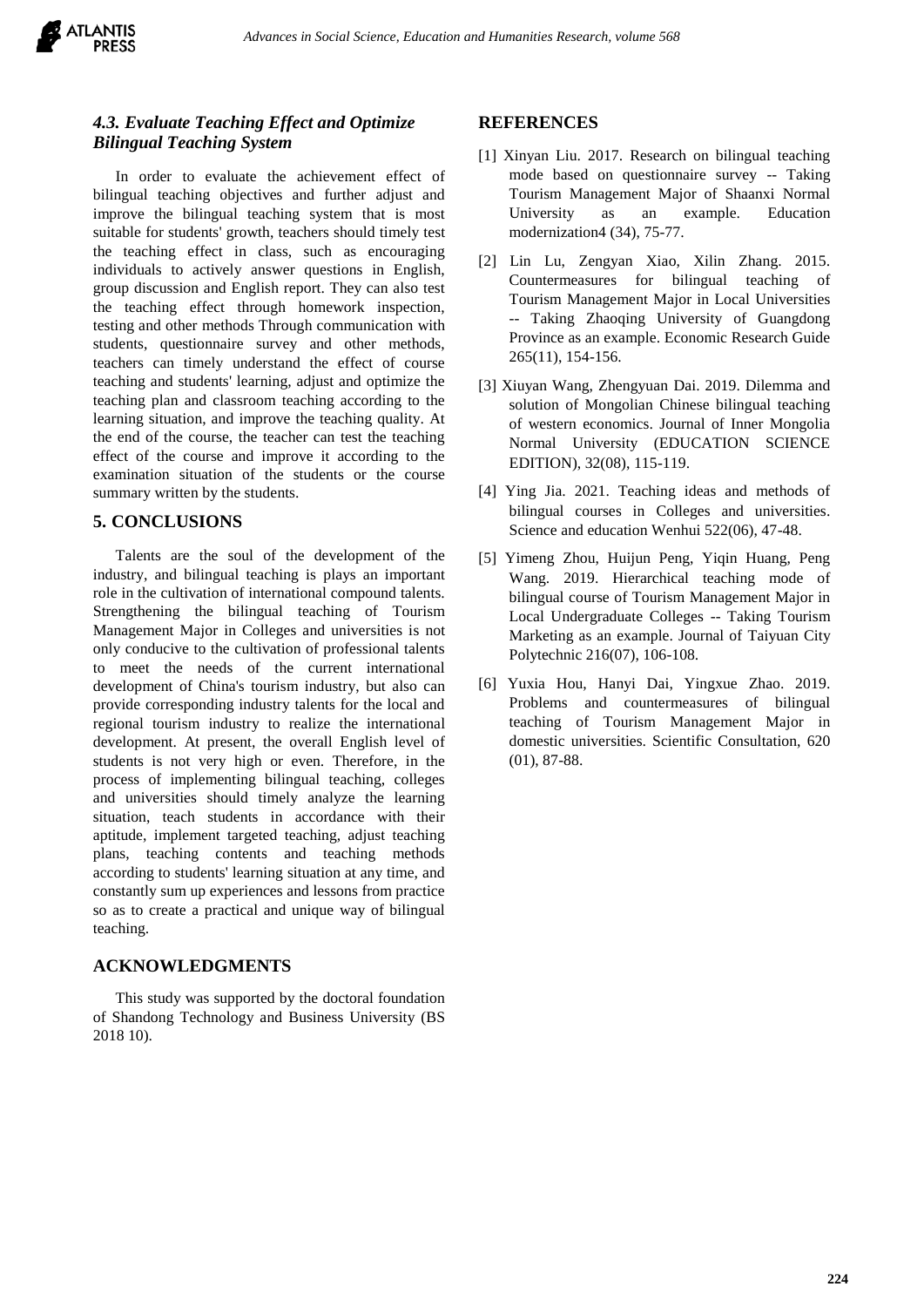### *4.3. Evaluate Teaching Effect and Optimize Bilingual Teaching System*

In order to evaluate the achievement effect of bilingual teaching objectives and further adjust and improve the bilingual teaching system that is most suitable for students' growth, teachers should timely test the teaching effect in class, such as encouraging individuals to actively answer questions in English, group discussion and English report. They can also test the teaching effect through homework inspection, testing and other methods Through communication with students, questionnaire survey and other methods, teachers can timely understand the effect of course teaching and students' learning, adjust and optimize the teaching plan and classroom teaching according to the learning situation, and improve the teaching quality. At the end of the course, the teacher can test the teaching effect of the course and improve it according to the examination situation of the students or the course summary written by the students.

## 5. CONCLUSIONS

Talents are the soul of the development of the industry, and bilingual teaching is plays an important role in the cultivation of international compound talents. Strengthening the bilingual teaching of Tourism Management Major in Colleges and universities is not only conducive to the cultivation of professional talents to meet the needs of the current international development of China's tourism industry, but also can provide corresponding industry talents for the local and regional tourism industry to realize the international development. At present, the overall English level of students is not very high or even. Therefore, in the process of implementing bilingual teaching, colleges and universities should timely analyze the learning situation, teach students in accordance with their aptitude, implement targeted teaching, adjust teaching plans, teaching contents and teaching methods according to students' learning situation at any time, and constantly sum up experiences and lessons from practice so as to create a practical and unique way of bilingual teaching.

## ACKNOWLEDGMENTS

This study was supported by the doctoral foundation of Shandong Technology and Business University (BS 2018 10).

## REFERENCES

[1] Xinyan Liu. 2017. Research on bilingual teaching mode based on questionnaire survey -- Taking Tourism Management Major of Shaanxi Normal University as an example. Education modernization4 (34), 75-77.

[2] Lin Lu, Zengyan Xiao, Xilin Zhang. 2015. Countermeasures for bilingual teaching of Tourism Management Major in Local Universities -- Taking Zhaoqing University of Guangdong Province as an example. Economic Research Guide 265(11), 154-156.

[3] Xiuyan Wang, Zhengyuan Dai. 2019. Dilemma and solution of Mongolian Chinese bilingual teaching of western economics. Journal of Inner Mongolia Normal University (EDUCATION SCIENCE EDITION), 32(08), 115-119.

[4] Ying Jia. 2021. Teaching ideas and methods of bilingual courses in Colleges and universities. Science and education Wenhui 522(06), 47-48.

[5] Yimeng Zhou, Huijun Peng, Yiqin Huang, Peng Wang. 2019. Hierarchical teaching mode of bilingual course of Tourism Management Major in Local Undergraduate Colleges -- Taking Tourism Marketing as an example. Journal of Taiyuan City Polytechnic 216(07), 106-108.

[6] Yuxia Hou, Hanyi Dai, Yingxue Zhao. 2019. Problems and countermeasures of bilingual teaching of Tourism Management Major in domestic universities. Scientific Consultation, 620 (01), 87-88.